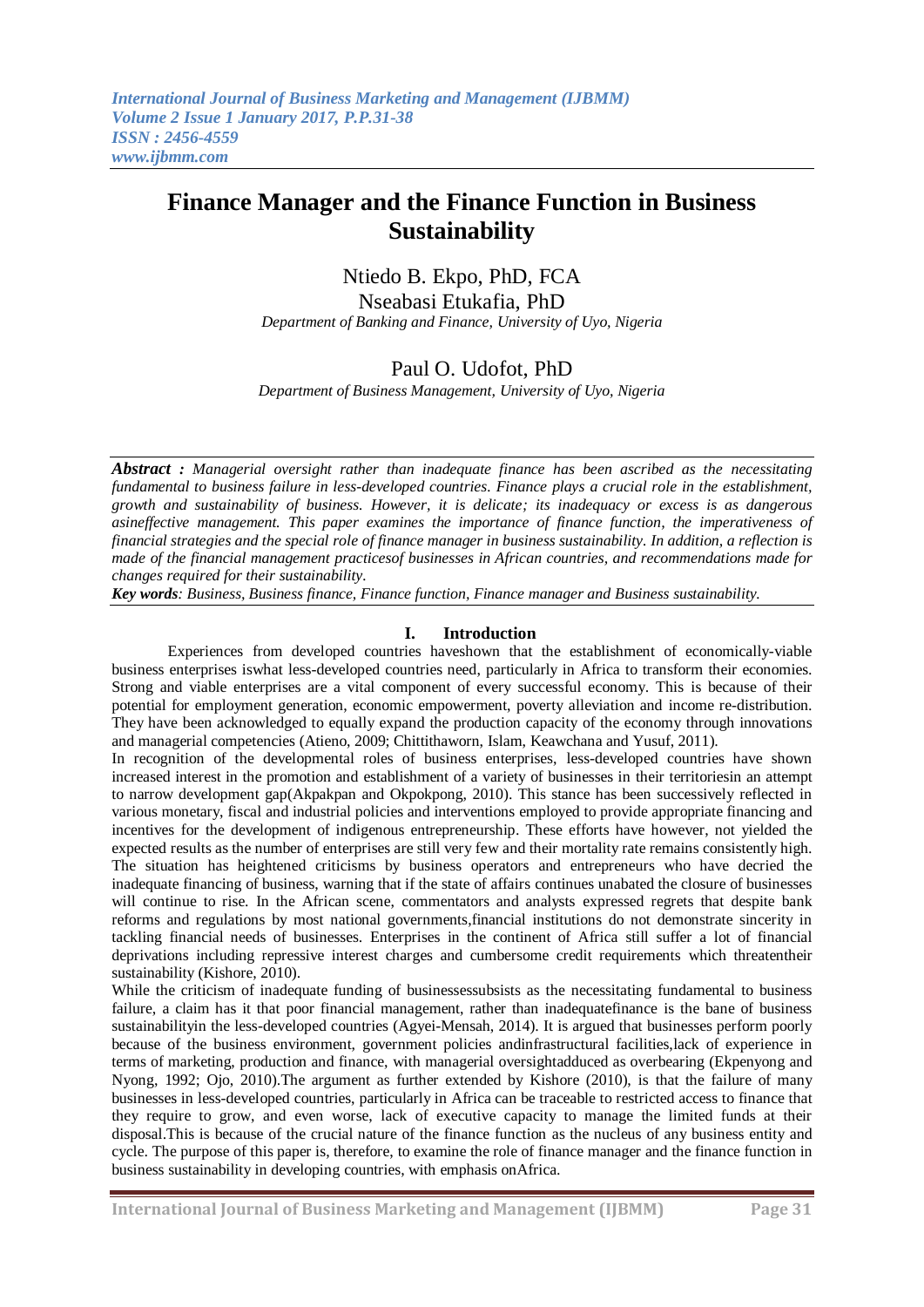# Finance Manager and the Finance Function in Business Sustainability

Ntiedo B. Ekpo, PhD, FCA
Nseabasi Etukafia, PhD
*Department of Banking and Finance, University of Uyo, Nigeria*

Paul O. Udofot, PhD
*Department of Business Management, University of Uyo, Nigeria*

***Abstract :*** *Managerial oversight rather than inadequate finance has been ascribed as the necessitating fundamental to business failure in less-developed countries. Finance plays a crucial role in the establishment, growth and sustainability of business. However, it is delicate; its inadequacy or excess is as dangerous asineffective management. This paper examines the importance of finance function, the imperativeness of financial strategies and the special role of finance manager in business sustainability. In addition, a reflection is made of the financial management practicesof businesses in African countries, and recommendations made for changes required for their sustainability.*

***Key words****: Business, Business finance, Finance function, Finance manager and Business sustainability.*

## I. Introduction

Experiences from developed countries haveshown that the establishment of economically-viable business enterprises iswhat less-developed countries need, particularly in Africa to transform their economies. Strong and viable enterprises are a vital component of every successful economy. This is because of their potential for employment generation, economic empowerment, poverty alleviation and income re-distribution. They have been acknowledged to equally expand the production capacity of the economy through innovations and managerial competencies (Atieno, 2009; Chittithaworn, Islam, Keawchana and Yusuf, 2011).

In recognition of the developmental roles of business enterprises, less-developed countries have shown increased interest in the promotion and establishment of a variety of businesses in their territoriesin an attempt to narrow development gap(Akpakpan and Okpokpong, 2010). This stance has been successively reflected in various monetary, fiscal and industrial policies and interventions employed to provide appropriate financing and incentives for the development of indigenous entrepreneurship. These efforts have however, not yielded the expected results as the number of enterprises are still very few and their mortality rate remains consistently high. The situation has heightened criticisms by business operators and entrepreneurs who have decried the inadequate financing of business, warning that if the state of affairs continues unabated the closure of businesses will continue to rise. In the African scene, commentators and analysts expressed regrets that despite bank reforms and regulations by most national governments,financial institutions do not demonstrate sincerity in tackling financial needs of businesses. Enterprises in the continent of Africa still suffer a lot of financial deprivations including repressive interest charges and cumbersome credit requirements which threatentheir sustainability (Kishore, 2010).

While the criticism of inadequate funding of businessessubsists as the necessitating fundamental to business failure, a claim has it that poor financial management, rather than inadequatefinance is the bane of business sustainabilityin the less-developed countries (Agyei-Mensah, 2014). It is argued that businesses perform poorly because of the business environment, government policies andinfrastructural facilities,lack of experience in terms of marketing, production and finance, with managerial oversightadduced as overbearing (Ekpenyong and Nyong, 1992; Ojo, 2010).The argument as further extended by Kishore (2010), is that the failure of many businesses in less-developed countries, particularly in Africa can be traceable to restricted access to finance that they require to grow, and even worse, lack of executive capacity to manage the limited funds at their disposal.This is because of the crucial nature of the finance function as the nucleus of any business entity and cycle. The purpose of this paper is, therefore, to examine the role of finance manager and the finance function in business sustainability in developing countries, with emphasis onAfrica.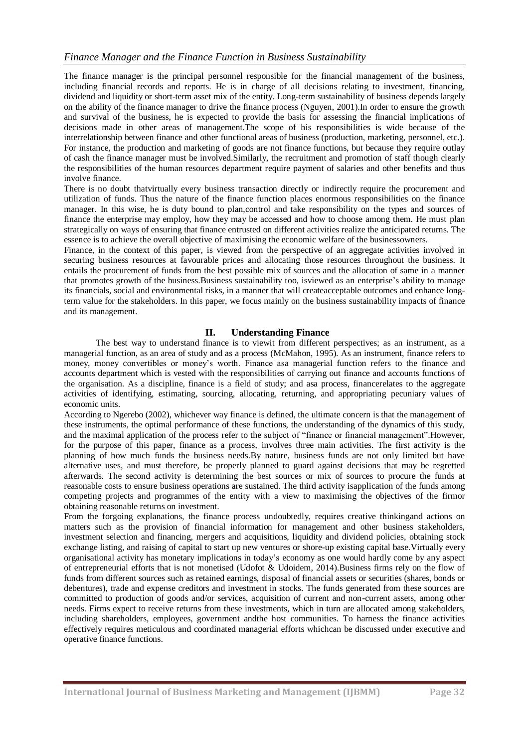### *Finance Manager and the Finance Function in Business Sustainability*

The finance manager is the principal personnel responsible for the financial management of the business, including financial records and reports. He is in charge of all decisions relating to investment, financing, dividend and liquidity or short-term asset mix of the entity. Long-term sustainability of business depends largely on the ability of the finance manager to drive the finance process (Nguyen, 2001).In order to ensure the growth and survival of the business, he is expected to provide the basis for assessing the financial implications of decisions made in other areas of management.The scope of his responsibilities is wide because of the interrelationship between finance and other functional areas of business (production, marketing, personnel, etc.). For instance, the production and marketing of goods are not finance functions, but because they require outlay of cash the finance manager must be involved.Similarly, the recruitment and promotion of staff though clearly the responsibilities of the human resources department require payment of salaries and other benefits and thus involve finance.

There is no doubt thatvirtually every business transaction directly or indirectly require the procurement and utilization of funds. Thus the nature of the finance function places enormous responsibilities on the finance manager. In this wise, he is duty bound to plan,control and take responsibility on the types and sources of finance the enterprise may employ, how they may be accessed and how to choose among them. He must plan strategically on ways of ensuring that finance entrusted on different activities realize the anticipated returns. The essence is to achieve the overall objective of maximising the economic welfare of the businessowners.

Finance, in the context of this paper, is viewed from the perspective of an aggregate activities involved in securing business resources at favourable prices and allocating those resources throughout the business. It entails the procurement of funds from the best possible mix of sources and the allocation of same in a manner that promotes growth of the business.Business sustainability too, isviewed as an enterprise's ability to manage its financials, social and environmental risks, in a manner that will createacceptable outcomes and enhance long-term value for the stakeholders. In this paper, we focus mainly on the business sustainability impacts of finance and its management.

## II. Understanding Finance

The best way to understand finance is to viewit from different perspectives; as an instrument, as a managerial function, as an area of study and as a process (McMahon, 1995). As an instrument, finance refers to money, money convertibles or money's worth. Finance asa managerial function refers to the finance and accounts department which is vested with the responsibilities of carrying out finance and accounts functions of the organisation. As a discipline, finance is a field of study; and asa process, financerelates to the aggregate activities of identifying, estimating, sourcing, allocating, returning, and appropriating pecuniary values of economic units.

According to Ngerebo (2002), whichever way finance is defined, the ultimate concern is that the management of these instruments, the optimal performance of these functions, the understanding of the dynamics of this study, and the maximal application of the process refer to the subject of "finance or financial management".However, for the purpose of this paper, finance as a process, involves three main activities. The first activity is the planning of how much funds the business needs.By nature, business funds are not only limited but have alternative uses, and must therefore, be properly planned to guard against decisions that may be regretted afterwards. The second activity is determining the best sources or mix of sources to procure the funds at reasonable costs to ensure business operations are sustained. The third activity isapplication of the funds among competing projects and programmes of the entity with a view to maximising the objectives of the firmor obtaining reasonable returns on investment.

From the forgoing explanations, the finance process undoubtedly, requires creative thinkingand actions on matters such as the provision of financial information for management and other business stakeholders, investment selection and financing, mergers and acquisitions, liquidity and dividend policies, obtaining stock exchange listing, and raising of capital to start up new ventures or shore-up existing capital base.Virtually every organisational activity has monetary implications in today's economy as one would hardly come by any aspect of entrepreneurial efforts that is not monetised (Udofot & Udoidem, 2014).Business firms rely on the flow of funds from different sources such as retained earnings, disposal of financial assets or securities (shares, bonds or debentures), trade and expense creditors and investment in stocks. The funds generated from these sources are committed to production of goods and/or services, acquisition of current and non-current assets, among other needs. Firms expect to receive returns from these investments, which in turn are allocated among stakeholders, including shareholders, employees, government andthe host communities. To harness the finance activities effectively requires meticulous and coordinated managerial efforts whichcan be discussed under executive and operative finance functions.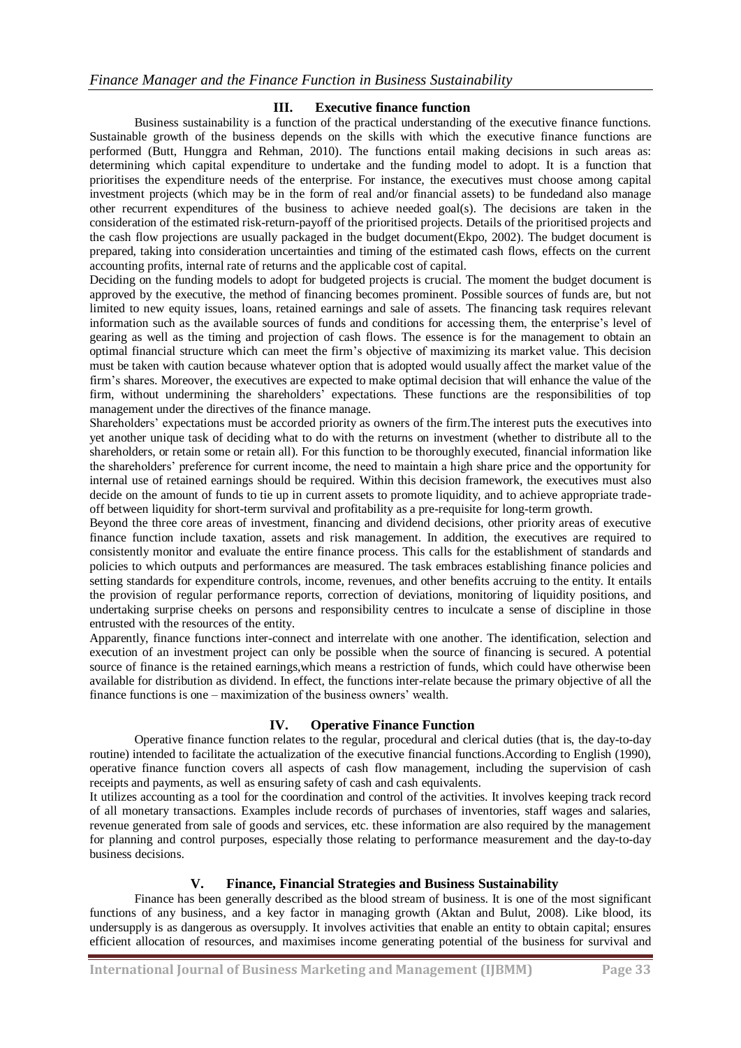## III. Executive finance function

Business sustainability is a function of the practical understanding of the executive finance functions. Sustainable growth of the business depends on the skills with which the executive finance functions are performed (Butt, Hunggra and Rehman, 2010). The functions entail making decisions in such areas as: determining which capital expenditure to undertake and the funding model to adopt. It is a function that prioritises the expenditure needs of the enterprise. For instance, the executives must choose among capital investment projects (which may be in the form of real and/or financial assets) to be fundedand also manage other recurrent expenditures of the business to achieve needed goal(s). The decisions are taken in the consideration of the estimated risk-return-payoff of the prioritised projects. Details of the prioritised projects and the cash flow projections are usually packaged in the budget document(Ekpo, 2002). The budget document is prepared, taking into consideration uncertainties and timing of the estimated cash flows, effects on the current accounting profits, internal rate of returns and the applicable cost of capital.

Deciding on the funding models to adopt for budgeted projects is crucial. The moment the budget document is approved by the executive, the method of financing becomes prominent. Possible sources of funds are, but not limited to new equity issues, loans, retained earnings and sale of assets. The financing task requires relevant information such as the available sources of funds and conditions for accessing them, the enterprise's level of gearing as well as the timing and projection of cash flows. The essence is for the management to obtain an optimal financial structure which can meet the firm's objective of maximizing its market value. This decision must be taken with caution because whatever option that is adopted would usually affect the market value of the firm's shares. Moreover, the executives are expected to make optimal decision that will enhance the value of the firm, without undermining the shareholders' expectations. These functions are the responsibilities of top management under the directives of the finance manage.

Shareholders' expectations must be accorded priority as owners of the firm.The interest puts the executives into yet another unique task of deciding what to do with the returns on investment (whether to distribute all to the shareholders, or retain some or retain all). For this function to be thoroughly executed, financial information like the shareholders' preference for current income, the need to maintain a high share price and the opportunity for internal use of retained earnings should be required. Within this decision framework, the executives must also decide on the amount of funds to tie up in current assets to promote liquidity, and to achieve appropriate trade-off between liquidity for short-term survival and profitability as a pre-requisite for long-term growth.

Beyond the three core areas of investment, financing and dividend decisions, other priority areas of executive finance function include taxation, assets and risk management. In addition, the executives are required to consistently monitor and evaluate the entire finance process. This calls for the establishment of standards and policies to which outputs and performances are measured. The task embraces establishing finance policies and setting standards for expenditure controls, income, revenues, and other benefits accruing to the entity. It entails the provision of regular performance reports, correction of deviations, monitoring of liquidity positions, and undertaking surprise cheeks on persons and responsibility centres to inculcate a sense of discipline in those entrusted with the resources of the entity.

Apparently, finance functions inter-connect and interrelate with one another. The identification, selection and execution of an investment project can only be possible when the source of financing is secured. A potential source of finance is the retained earnings,which means a restriction of funds, which could have otherwise been available for distribution as dividend. In effect, the functions inter-relate because the primary objective of all the finance functions is one – maximization of the business owners' wealth.

## IV. Operative Finance Function

Operative finance function relates to the regular, procedural and clerical duties (that is, the day-to-day routine) intended to facilitate the actualization of the executive financial functions.According to English (1990), operative finance function covers all aspects of cash flow management, including the supervision of cash receipts and payments, as well as ensuring safety of cash and cash equivalents.

It utilizes accounting as a tool for the coordination and control of the activities. It involves keeping track record of all monetary transactions. Examples include records of purchases of inventories, staff wages and salaries, revenue generated from sale of goods and services, etc. these information are also required by the management for planning and control purposes, especially those relating to performance measurement and the day-to-day business decisions.

## V. Finance, Financial Strategies and Business Sustainability

Finance has been generally described as the blood stream of business. It is one of the most significant functions of any business, and a key factor in managing growth (Aktan and Bulut, 2008). Like blood, its undersupply is as dangerous as oversupply. It involves activities that enable an entity to obtain capital; ensures efficient allocation of resources, and maximises income generating potential of the business for survival and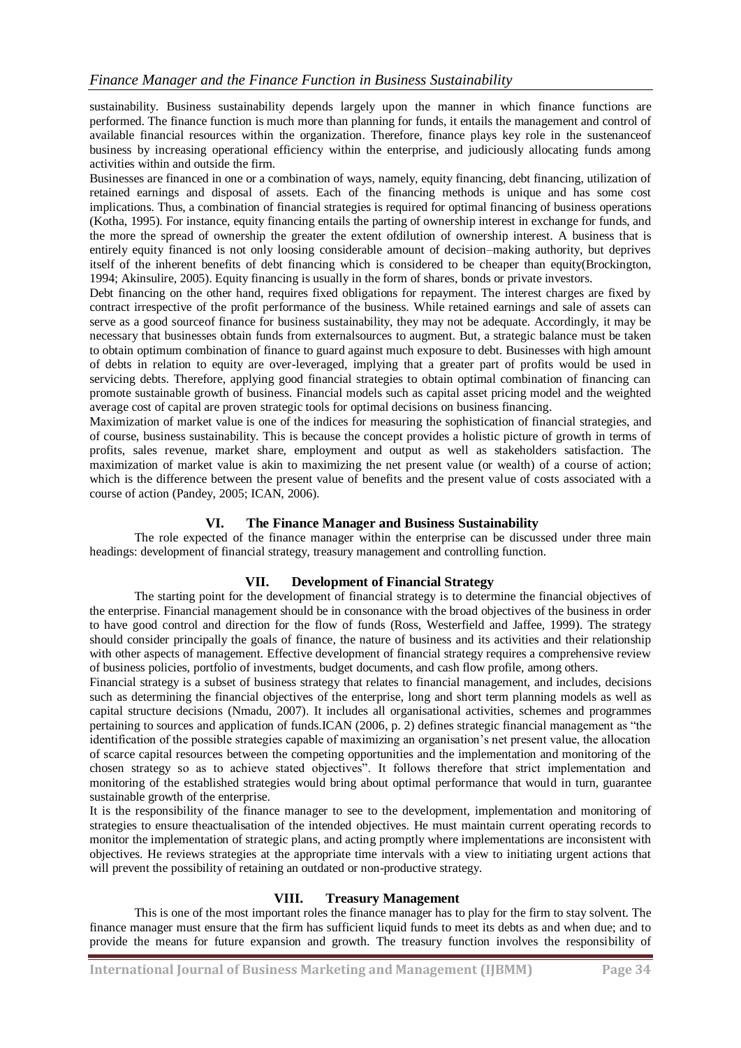sustainability. Business sustainability depends largely upon the manner in which finance functions are performed. The finance function is much more than planning for funds, it entails the management and control of available financial resources within the organization. Therefore, finance plays key role in the sustenanceof business by increasing operational efficiency within the enterprise, and judiciously allocating funds among activities within and outside the firm.

Businesses are financed in one or a combination of ways, namely, equity financing, debt financing, utilization of retained earnings and disposal of assets. Each of the financing methods is unique and has some cost implications. Thus, a combination of financial strategies is required for optimal financing of business operations (Kotha, 1995). For instance, equity financing entails the parting of ownership interest in exchange for funds, and the more the spread of ownership the greater the extent ofdilution of ownership interest. A business that is entirely equity financed is not only loosing considerable amount of decision–making authority, but deprives itself of the inherent benefits of debt financing which is considered to be cheaper than equity(Brockington, 1994; Akinsulire, 2005). Equity financing is usually in the form of shares, bonds or private investors.

Debt financing on the other hand, requires fixed obligations for repayment. The interest charges are fixed by contract irrespective of the profit performance of the business. While retained earnings and sale of assets can serve as a good sourceof finance for business sustainability, they may not be adequate. Accordingly, it may be necessary that businesses obtain funds from externalsources to augment. But, a strategic balance must be taken to obtain optimum combination of finance to guard against much exposure to debt. Businesses with high amount of debts in relation to equity are over-leveraged, implying that a greater part of profits would be used in servicing debts. Therefore, applying good financial strategies to obtain optimal combination of financing can promote sustainable growth of business. Financial models such as capital asset pricing model and the weighted average cost of capital are proven strategic tools for optimal decisions on business financing.

Maximization of market value is one of the indices for measuring the sophistication of financial strategies, and of course, business sustainability. This is because the concept provides a holistic picture of growth in terms of profits, sales revenue, market share, employment and output as well as stakeholders satisfaction. The maximization of market value is akin to maximizing the net present value (or wealth) of a course of action; which is the difference between the present value of benefits and the present value of costs associated with a course of action (Pandey, 2005; ICAN, 2006).

## VI. The Finance Manager and Business Sustainability

The role expected of the finance manager within the enterprise can be discussed under three main headings: development of financial strategy, treasury management and controlling function.

## VII. Development of Financial Strategy

The starting point for the development of financial strategy is to determine the financial objectives of the enterprise. Financial management should be in consonance with the broad objectives of the business in order to have good control and direction for the flow of funds (Ross, Westerfield and Jaffee, 1999). The strategy should consider principally the goals of finance, the nature of business and its activities and their relationship with other aspects of management. Effective development of financial strategy requires a comprehensive review of business policies, portfolio of investments, budget documents, and cash flow profile, among others.

Financial strategy is a subset of business strategy that relates to financial management, and includes, decisions such as determining the financial objectives of the enterprise, long and short term planning models as well as capital structure decisions (Nmadu, 2007). It includes all organisational activities, schemes and programmes pertaining to sources and application of funds.ICAN (2006, p. 2) defines strategic financial management as "the identification of the possible strategies capable of maximizing an organisation's net present value, the allocation of scarce capital resources between the competing opportunities and the implementation and monitoring of the chosen strategy so as to achieve stated objectives". It follows therefore that strict implementation and monitoring of the established strategies would bring about optimal performance that would in turn, guarantee sustainable growth of the enterprise.

It is the responsibility of the finance manager to see to the development, implementation and monitoring of strategies to ensure theactualisation of the intended objectives. He must maintain current operating records to monitor the implementation of strategic plans, and acting promptly where implementations are inconsistent with objectives. He reviews strategies at the appropriate time intervals with a view to initiating urgent actions that will prevent the possibility of retaining an outdated or non-productive strategy.

## VIII. Treasury Management

This is one of the most important roles the finance manager has to play for the firm to stay solvent. The finance manager must ensure that the firm has sufficient liquid funds to meet its debts as and when due; and to provide the means for future expansion and growth. The treasury function involves the responsibility of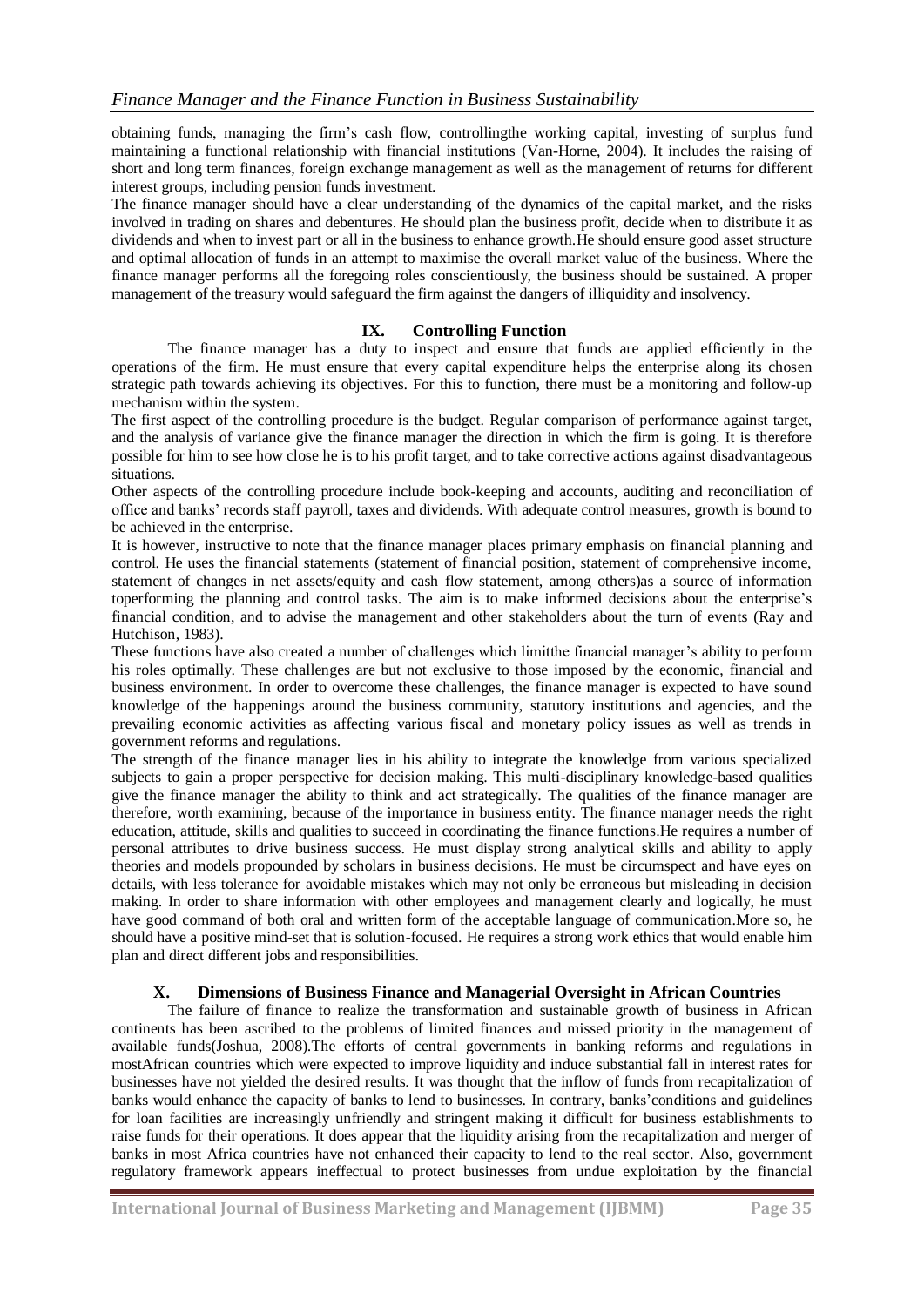obtaining funds, managing the firm's cash flow, controllingthe working capital, investing of surplus fund maintaining a functional relationship with financial institutions (Van-Horne, 2004). It includes the raising of short and long term finances, foreign exchange management as well as the management of returns for different interest groups, including pension funds investment.

The finance manager should have a clear understanding of the dynamics of the capital market, and the risks involved in trading on shares and debentures. He should plan the business profit, decide when to distribute it as dividends and when to invest part or all in the business to enhance growth.He should ensure good asset structure and optimal allocation of funds in an attempt to maximise the overall market value of the business. Where the finance manager performs all the foregoing roles conscientiously, the business should be sustained. A proper management of the treasury would safeguard the firm against the dangers of illiquidity and insolvency.

## IX. Controlling Function

The finance manager has a duty to inspect and ensure that funds are applied efficiently in the operations of the firm. He must ensure that every capital expenditure helps the enterprise along its chosen strategic path towards achieving its objectives. For this to function, there must be a monitoring and follow-up mechanism within the system.

The first aspect of the controlling procedure is the budget. Regular comparison of performance against target, and the analysis of variance give the finance manager the direction in which the firm is going. It is therefore possible for him to see how close he is to his profit target, and to take corrective actions against disadvantageous situations.

Other aspects of the controlling procedure include book-keeping and accounts, auditing and reconciliation of office and banks' records staff payroll, taxes and dividends. With adequate control measures, growth is bound to be achieved in the enterprise.

It is however, instructive to note that the finance manager places primary emphasis on financial planning and control. He uses the financial statements (statement of financial position, statement of comprehensive income, statement of changes in net assets/equity and cash flow statement, among others)as a source of information toperforming the planning and control tasks. The aim is to make informed decisions about the enterprise's financial condition, and to advise the management and other stakeholders about the turn of events (Ray and Hutchison, 1983).

These functions have also created a number of challenges which limitthe financial manager's ability to perform his roles optimally. These challenges are but not exclusive to those imposed by the economic, financial and business environment. In order to overcome these challenges, the finance manager is expected to have sound knowledge of the happenings around the business community, statutory institutions and agencies, and the prevailing economic activities as affecting various fiscal and monetary policy issues as well as trends in government reforms and regulations.

The strength of the finance manager lies in his ability to integrate the knowledge from various specialized subjects to gain a proper perspective for decision making. This multi-disciplinary knowledge-based qualities give the finance manager the ability to think and act strategically. The qualities of the finance manager are therefore, worth examining, because of the importance in business entity. The finance manager needs the right education, attitude, skills and qualities to succeed in coordinating the finance functions.He requires a number of personal attributes to drive business success. He must display strong analytical skills and ability to apply theories and models propounded by scholars in business decisions. He must be circumspect and have eyes on details, with less tolerance for avoidable mistakes which may not only be erroneous but misleading in decision making. In order to share information with other employees and management clearly and logically, he must have good command of both oral and written form of the acceptable language of communication.More so, he should have a positive mind-set that is solution-focused. He requires a strong work ethics that would enable him plan and direct different jobs and responsibilities.

## X. Dimensions of Business Finance and Managerial Oversight in African Countries

The failure of finance to realize the transformation and sustainable growth of business in African continents has been ascribed to the problems of limited finances and missed priority in the management of available funds(Joshua, 2008).The efforts of central governments in banking reforms and regulations in mostAfrican countries which were expected to improve liquidity and induce substantial fall in interest rates for businesses have not yielded the desired results. It was thought that the inflow of funds from recapitalization of banks would enhance the capacity of banks to lend to businesses. In contrary, banks'conditions and guidelines for loan facilities are increasingly unfriendly and stringent making it difficult for business establishments to raise funds for their operations. It does appear that the liquidity arising from the recapitalization and merger of banks in most Africa countries have not enhanced their capacity to lend to the real sector. Also, government regulatory framework appears ineffectual to protect businesses from undue exploitation by the financial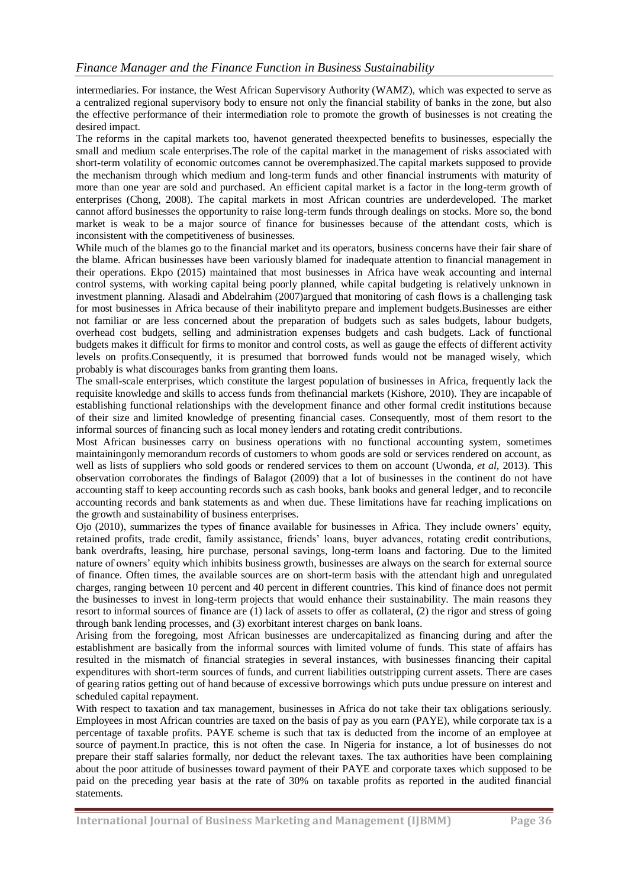intermediaries. For instance, the West African Supervisory Authority (WAMZ), which was expected to serve as a centralized regional supervisory body to ensure not only the financial stability of banks in the zone, but also the effective performance of their intermediation role to promote the growth of businesses is not creating the desired impact.

The reforms in the capital markets too, havenot generated theexpected benefits to businesses, especially the small and medium scale enterprises.The role of the capital market in the management of risks associated with short-term volatility of economic outcomes cannot be overemphasized.The capital markets supposed to provide the mechanism through which medium and long-term funds and other financial instruments with maturity of more than one year are sold and purchased. An efficient capital market is a factor in the long-term growth of enterprises (Chong, 2008). The capital markets in most African countries are underdeveloped. The market cannot afford businesses the opportunity to raise long-term funds through dealings on stocks. More so, the bond market is weak to be a major source of finance for businesses because of the attendant costs, which is inconsistent with the competitiveness of businesses.

While much of the blames go to the financial market and its operators, business concerns have their fair share of the blame. African businesses have been variously blamed for inadequate attention to financial management in their operations. Ekpo (2015) maintained that most businesses in Africa have weak accounting and internal control systems, with working capital being poorly planned, while capital budgeting is relatively unknown in investment planning. Alasadi and Abdelrahim (2007)argued that monitoring of cash flows is a challenging task for most businesses in Africa because of their inabilityto prepare and implement budgets.Businesses are either not familiar or are less concerned about the preparation of budgets such as sales budgets, labour budgets, overhead cost budgets, selling and administration expenses budgets and cash budgets. Lack of functional budgets makes it difficult for firms to monitor and control costs, as well as gauge the effects of different activity levels on profits.Consequently, it is presumed that borrowed funds would not be managed wisely, which probably is what discourages banks from granting them loans.

The small-scale enterprises, which constitute the largest population of businesses in Africa, frequently lack the requisite knowledge and skills to access funds from thefinancial markets (Kishore, 2010). They are incapable of establishing functional relationships with the development finance and other formal credit institutions because of their size and limited knowledge of presenting financial cases. Consequently, most of them resort to the informal sources of financing such as local money lenders and rotating credit contributions.

Most African businesses carry on business operations with no functional accounting system, sometimes maintainingonly memorandum records of customers to whom goods are sold or services rendered on account, as well as lists of suppliers who sold goods or rendered services to them on account (Uwonda, *et al*, 2013). This observation corroborates the findings of Balagot (2009) that a lot of businesses in the continent do not have accounting staff to keep accounting records such as cash books, bank books and general ledger, and to reconcile accounting records and bank statements as and when due. These limitations have far reaching implications on the growth and sustainability of business enterprises.

Ojo (2010), summarizes the types of finance available for businesses in Africa. They include owners' equity, retained profits, trade credit, family assistance, friends' loans, buyer advances, rotating credit contributions, bank overdrafts, leasing, hire purchase, personal savings, long-term loans and factoring. Due to the limited nature of owners' equity which inhibits business growth, businesses are always on the search for external source of finance. Often times, the available sources are on short-term basis with the attendant high and unregulated charges, ranging between 10 percent and 40 percent in different countries. This kind of finance does not permit the businesses to invest in long-term projects that would enhance their sustainability. The main reasons they resort to informal sources of finance are (1) lack of assets to offer as collateral, (2) the rigor and stress of going through bank lending processes, and (3) exorbitant interest charges on bank loans.

Arising from the foregoing, most African businesses are undercapitalized as financing during and after the establishment are basically from the informal sources with limited volume of funds. This state of affairs has resulted in the mismatch of financial strategies in several instances, with businesses financing their capital expenditures with short-term sources of funds, and current liabilities outstripping current assets. There are cases of gearing ratios getting out of hand because of excessive borrowings which puts undue pressure on interest and scheduled capital repayment.

With respect to taxation and tax management, businesses in Africa do not take their tax obligations seriously. Employees in most African countries are taxed on the basis of pay as you earn (PAYE), while corporate tax is a percentage of taxable profits. PAYE scheme is such that tax is deducted from the income of an employee at source of payment.In practice, this is not often the case. In Nigeria for instance, a lot of businesses do not prepare their staff salaries formally, nor deduct the relevant taxes. The tax authorities have been complaining about the poor attitude of businesses toward payment of their PAYE and corporate taxes which supposed to be paid on the preceding year basis at the rate of 30% on taxable profits as reported in the audited financial statements.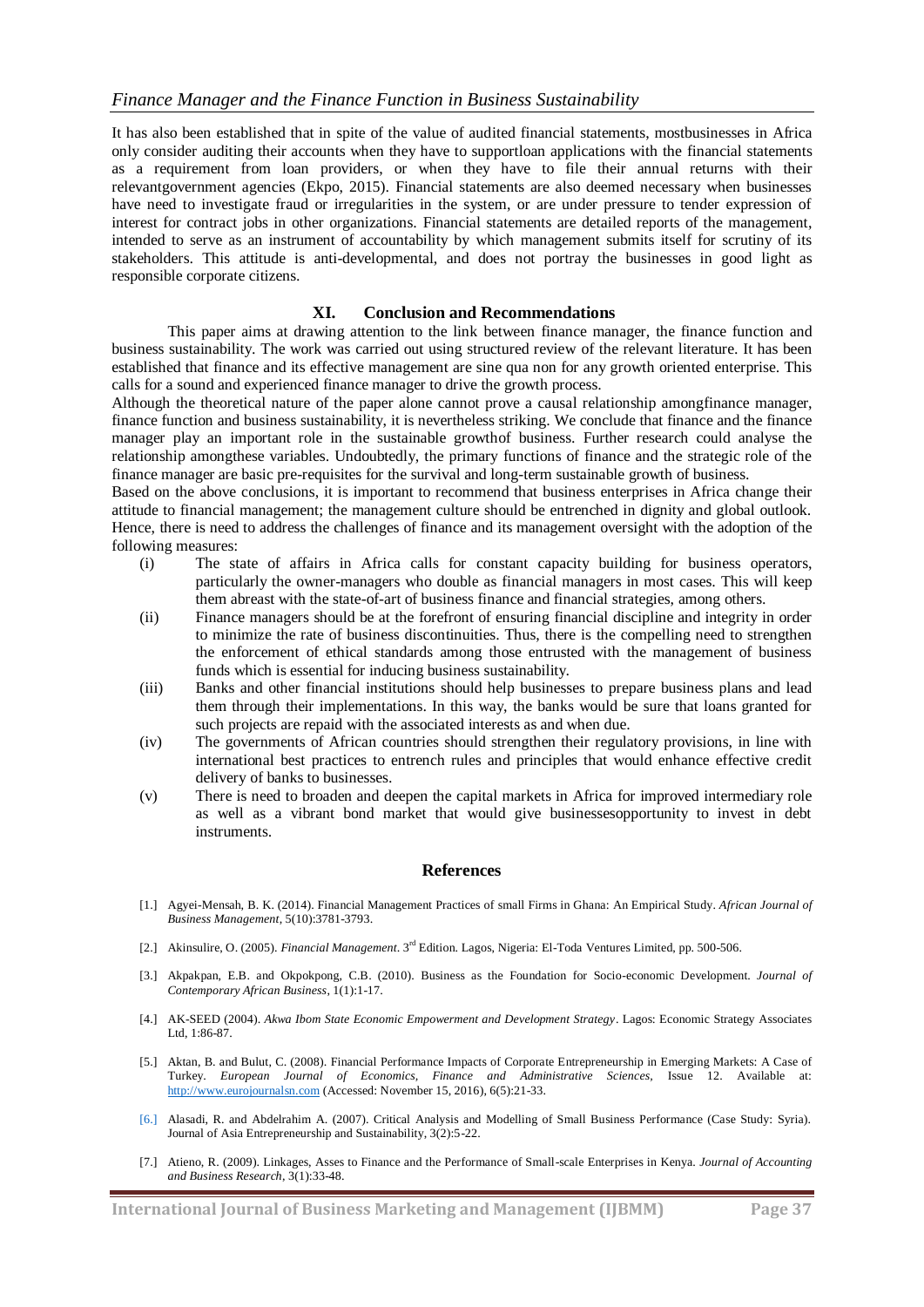It has also been established that in spite of the value of audited financial statements, mostbusinesses in Africa only consider auditing their accounts when they have to supportloan applications with the financial statements as a requirement from loan providers, or when they have to file their annual returns with their relevantgovernment agencies (Ekpo, 2015). Financial statements are also deemed necessary when businesses have need to investigate fraud or irregularities in the system, or are under pressure to tender expression of interest for contract jobs in other organizations. Financial statements are detailed reports of the management, intended to serve as an instrument of accountability by which management submits itself for scrutiny of its stakeholders. This attitude is anti-developmental, and does not portray the businesses in good light as responsible corporate citizens.

## XI. Conclusion and Recommendations

This paper aims at drawing attention to the link between finance manager, the finance function and business sustainability. The work was carried out using structured review of the relevant literature. It has been established that finance and its effective management are sine qua non for any growth oriented enterprise. This calls for a sound and experienced finance manager to drive the growth process.

Although the theoretical nature of the paper alone cannot prove a causal relationship amongfinance manager, finance function and business sustainability, it is nevertheless striking. We conclude that finance and the finance manager play an important role in the sustainable growthof business. Further research could analyse the relationship amongthese variables. Undoubtedly, the primary functions of finance and the strategic role of the finance manager are basic pre-requisites for the survival and long-term sustainable growth of business.

Based on the above conclusions, it is important to recommend that business enterprises in Africa change their attitude to financial management; the management culture should be entrenched in dignity and global outlook. Hence, there is need to address the challenges of finance and its management oversight with the adoption of the following measures:

(i) The state of affairs in Africa calls for constant capacity building for business operators, particularly the owner-managers who double as financial managers in most cases. This will keep them abreast with the state-of-art of business finance and financial strategies, among others.

(ii) Finance managers should be at the forefront of ensuring financial discipline and integrity in order to minimize the rate of business discontinuities. Thus, there is the compelling need to strengthen the enforcement of ethical standards among those entrusted with the management of business funds which is essential for inducing business sustainability.

(iii) Banks and other financial institutions should help businesses to prepare business plans and lead them through their implementations. In this way, the banks would be sure that loans granted for such projects are repaid with the associated interests as and when due.

(iv) The governments of African countries should strengthen their regulatory provisions, in line with international best practices to entrench rules and principles that would enhance effective credit delivery of banks to businesses.

(v) There is need to broaden and deepen the capital markets in Africa for improved intermediary role as well as a vibrant bond market that would give businessesopportunity to invest in debt instruments.

## References

[1.] Agyei-Mensah, B. K. (2014). Financial Management Practices of small Firms in Ghana: An Empirical Study. *African Journal of Business Management*, 5(10):3781-3793.

[2.] Akinsulire, O. (2005). *Financial Management*. 3rd Edition. Lagos, Nigeria: El-Toda Ventures Limited, pp. 500-506.

[3.] Akpakpan, E.B. and Okpokpong, C.B. (2010). Business as the Foundation for Socio-economic Development. *Journal of Contemporary African Business*, 1(1):1-17.

[4.] AK-SEED (2004). *Akwa Ibom State Economic Empowerment and Development Strategy*. Lagos: Economic Strategy Associates Ltd, 1:86-87.

[5.] Aktan, B. and Bulut, C. (2008). Financial Performance Impacts of Corporate Entrepreneurship in Emerging Markets: A Case of Turkey. *European Journal of Economics, Finance and Administrative Sciences*, Issue 12. Available at: http://www.eurojournalsn.com (Accessed: November 15, 2016), 6(5):21-33.

[6.] Alasadi, R. and Abdelrahim A. (2007). Critical Analysis and Modelling of Small Business Performance (Case Study: Syria). Journal of Asia Entrepreneurship and Sustainability, 3(2):5-22.

[7.] Atieno, R. (2009). Linkages, Asses to Finance and the Performance of Small-scale Enterprises in Kenya. *Journal of Accounting and Business Research*, 3(1):33-48.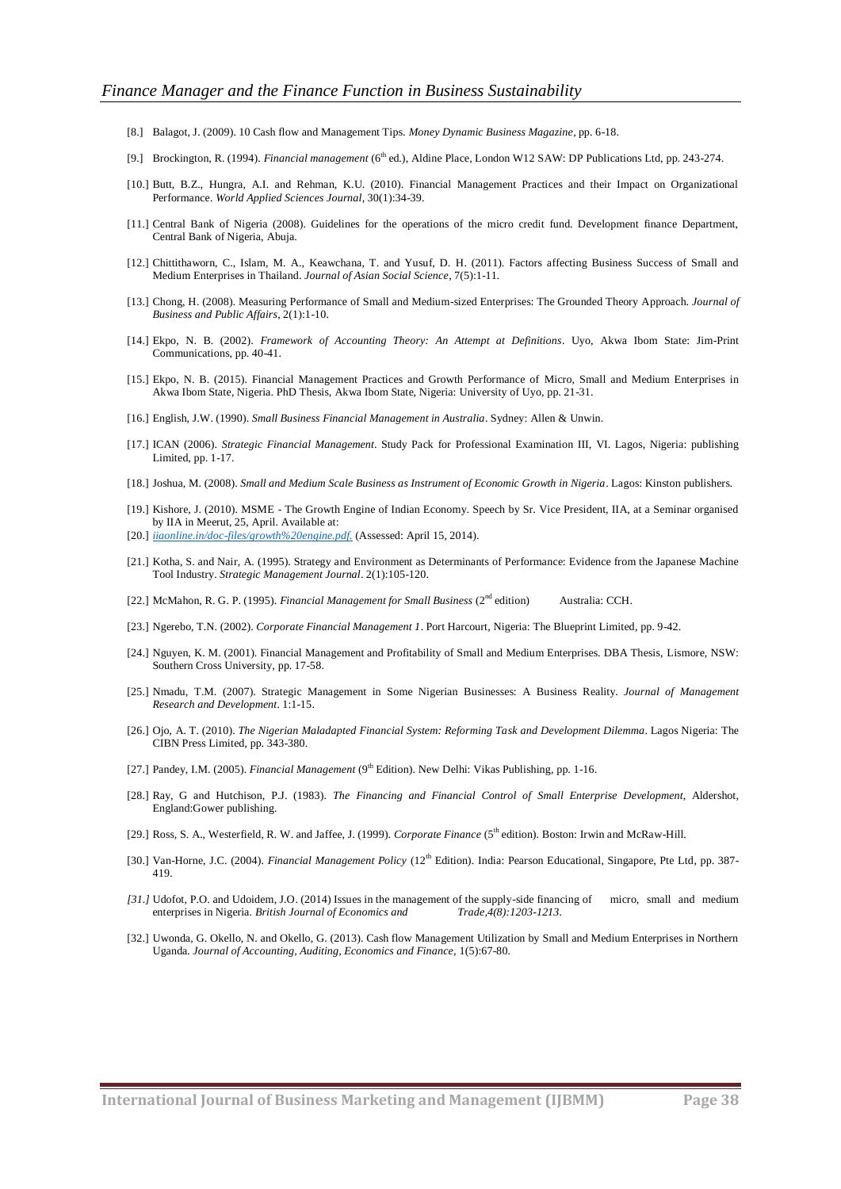[8.] Balagot, J. (2009). 10 Cash flow and Management Tips. *Money Dynamic Business Magazine*, pp. 6-18.

[9.] Brockington, R. (1994). *Financial management* (6th ed.), Aldine Place, London W12 SAW: DP Publications Ltd, pp. 243-274.

[10.] Butt, B.Z., Hungra, A.I. and Rehman, K.U. (2010). Financial Management Practices and their Impact on Organizational Performance. *World Applied Sciences Journal*, 30(1):34-39.

[11.] Central Bank of Nigeria (2008). Guidelines for the operations of the micro credit fund. Development finance Department, Central Bank of Nigeria, Abuja.

[12.] Chittithaworn, C., Islam, M. A., Keawchana, T. and Yusuf, D. H. (2011). Factors affecting Business Success of Small and Medium Enterprises in Thailand. *Journal of Asian Social Science*, 7(5):1-11.

[13.] Chong, H. (2008). Measuring Performance of Small and Medium-sized Enterprises: The Grounded Theory Approach. *Journal of Business and Public Affairs*, 2(1):1-10.

[14.] Ekpo, N. B. (2002). *Framework of Accounting Theory: An Attempt at Definitions*. Uyo, Akwa Ibom State: Jim-Print Communications, pp. 40-41.

[15.] Ekpo, N. B. (2015). Financial Management Practices and Growth Performance of Micro, Small and Medium Enterprises in Akwa Ibom State, Nigeria. PhD Thesis, Akwa Ibom State, Nigeria: University of Uyo, pp. 21-31.

[16.] English, J.W. (1990). *Small Business Financial Management in Australia*. Sydney: Allen & Unwin.

[17.] ICAN (2006). *Strategic Financial Management*. Study Pack for Professional Examination III, VI. Lagos, Nigeria: publishing Limited, pp. 1-17.

[18.] Joshua, M. (2008). *Small and Medium Scale Business as Instrument of Economic Growth in Nigeria*. Lagos: Kinston publishers.

[19.] Kishore, J. (2010). MSME - The Growth Engine of Indian Economy. Speech by Sr. Vice President, IIA, at a Seminar organised by IIA in Meerut, 25, April. Available at:

[20.] iiaonline.in/doc-files/growth%20engine.pdf. (Assessed: April 15, 2014).

[21.] Kotha, S. and Nair, A. (1995). Strategy and Environment as Determinants of Performance: Evidence from the Japanese Machine Tool Industry. *Strategic Management Journal*. 2(1):105-120.

[22.] McMahon, R. G. P. (1995). *Financial Management for Small Business* (2nd edition) Australia: CCH.

[23.] Ngerebo, T.N. (2002). *Corporate Financial Management 1*. Port Harcourt, Nigeria: The Blueprint Limited, pp. 9-42.

[24.] Nguyen, K. M. (2001). Financial Management and Profitability of Small and Medium Enterprises. DBA Thesis, Lismore, NSW: Southern Cross University, pp. 17-58.

[25.] Nmadu, T.M. (2007). Strategic Management in Some Nigerian Businesses: A Business Reality. *Journal of Management Research and Development*. 1:1-15.

[26.] Ojo, A. T. (2010). *The Nigerian Maladapted Financial System: Reforming Task and Development Dilemma*. Lagos Nigeria: The CIBN Press Limited, pp. 343-380.

[27.] Pandey, I.M. (2005). *Financial Management* (9th Edition). New Delhi: Vikas Publishing, pp. 1-16.

[28.] Ray, G and Hutchison, P.J. (1983). *The Financing and Financial Control of Small Enterprise Development*, Aldershot, England:Gower publishing.

[29.] Ross, S. A., Westerfield, R. W. and Jaffee, J. (1999). *Corporate Finance* (5th edition). Boston: Irwin and McRaw-Hill.

[30.] Van-Horne, J.C. (2004). *Financial Management Policy* (12th Edition). India: Pearson Educational, Singapore, Pte Ltd, pp. 387-419.

*[31.]* Udofot, P.O. and Udoidem, J.O. (2014) Issues in the management of the supply-side financing of micro, small and medium enterprises in Nigeria. *British Journal of Economics and Trade,4(8):1203-1213*.

[32.] Uwonda, G. Okello, N. and Okello, G. (2013). Cash flow Management Utilization by Small and Medium Enterprises in Northern Uganda. *Journal of Accounting, Auditing, Economics and Finance*, 1(5):67-80.